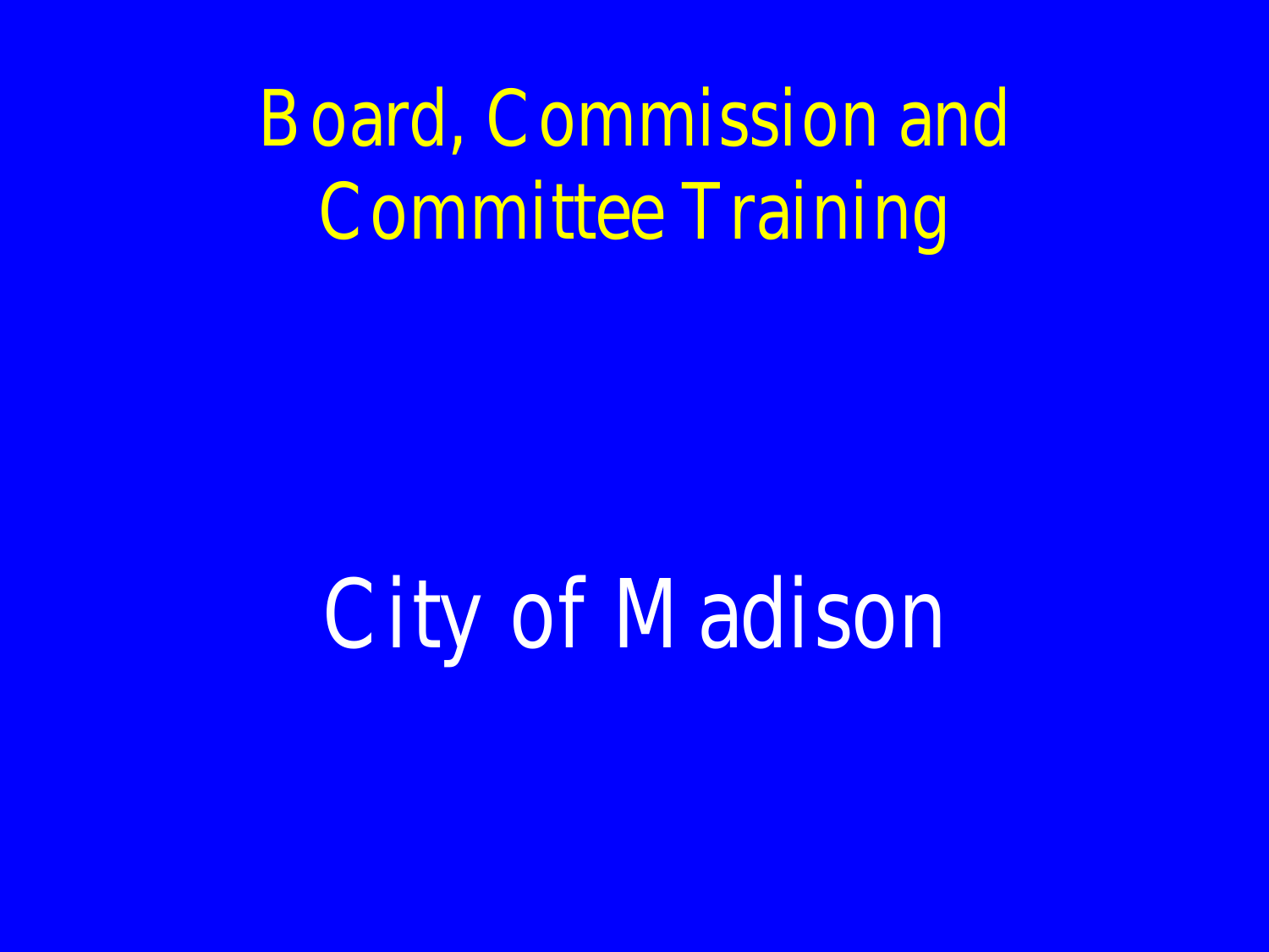# Board, Commission and Committee Training

## City of Madison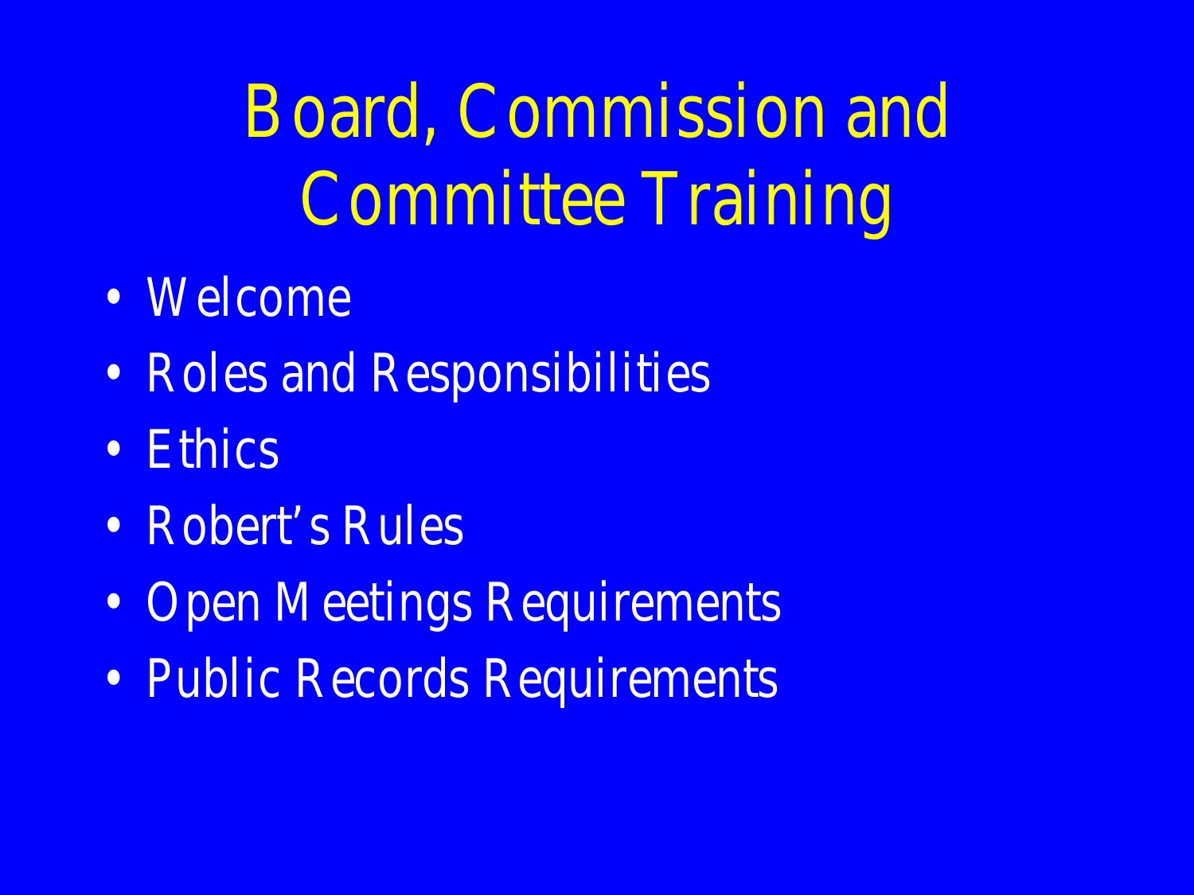# Board, Commission and Committee Training

- Welcome
- Roles and Responsibilities
- Ethics
- Robert's Rules
- Open Meetings Requirements
- Public Records Requirements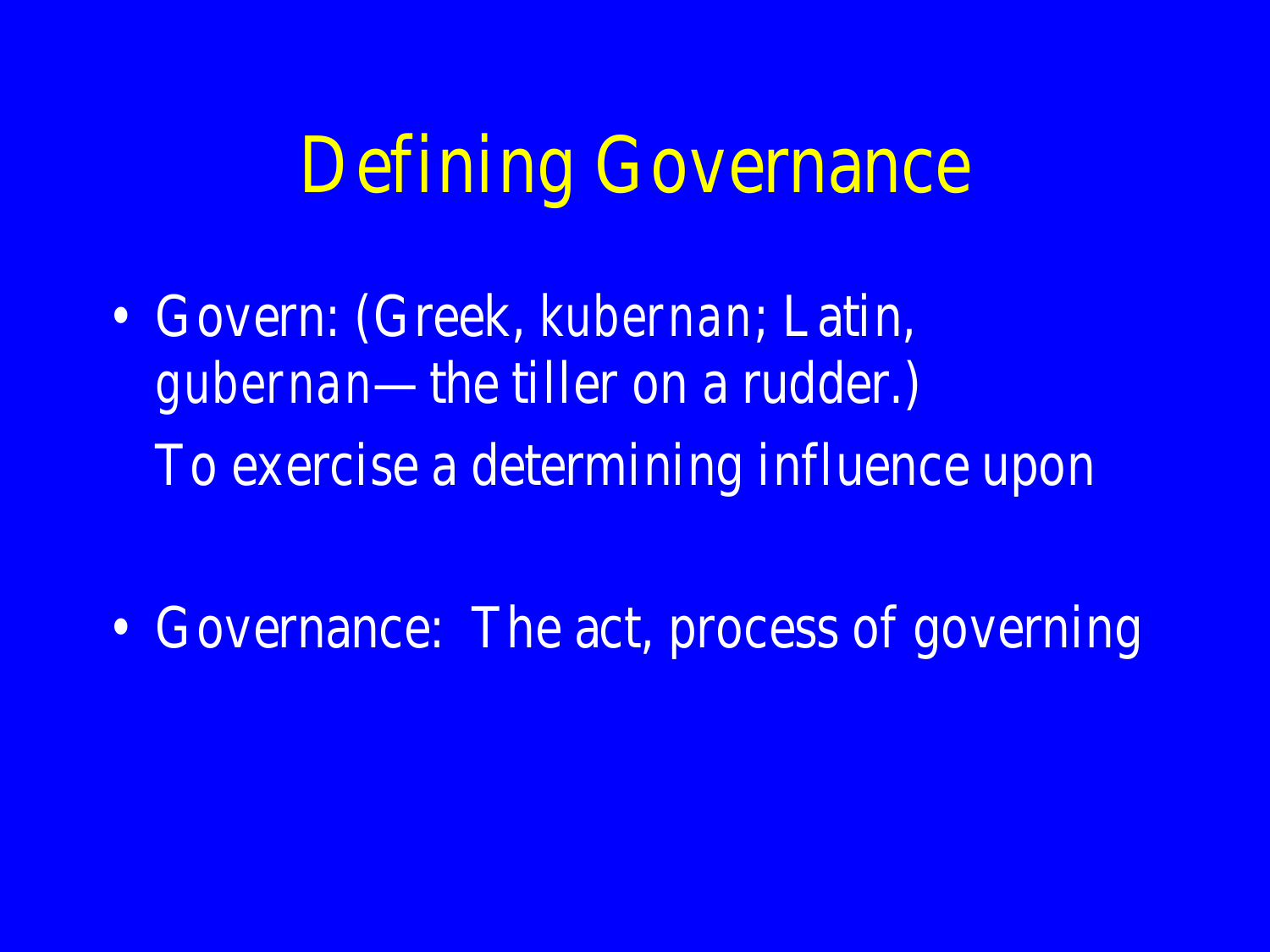# Defining Governance

- Govern: (Greek, kubernan; Latin, gubernan—the tiller on a rudder.)

  To exercise a determining influence upon

- Governance: The act, process of governing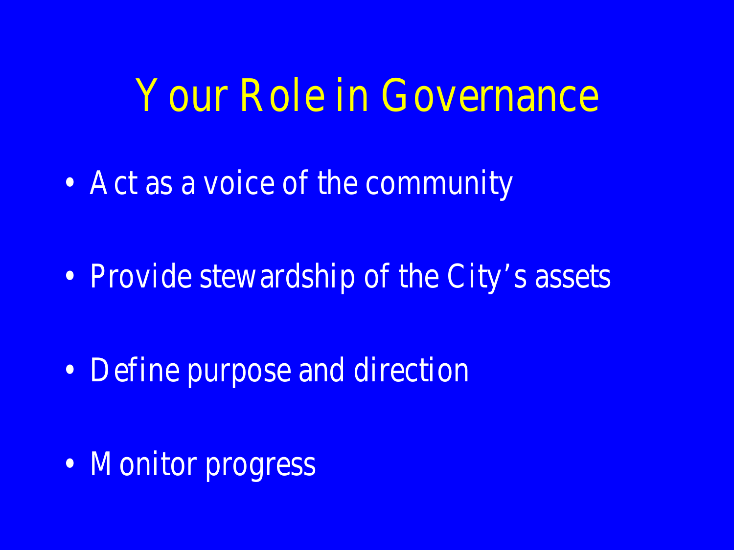# Your Role in Governance

- Act as a voice of the community
- Provide stewardship of the City's assets
- Define purpose and direction
- Monitor progress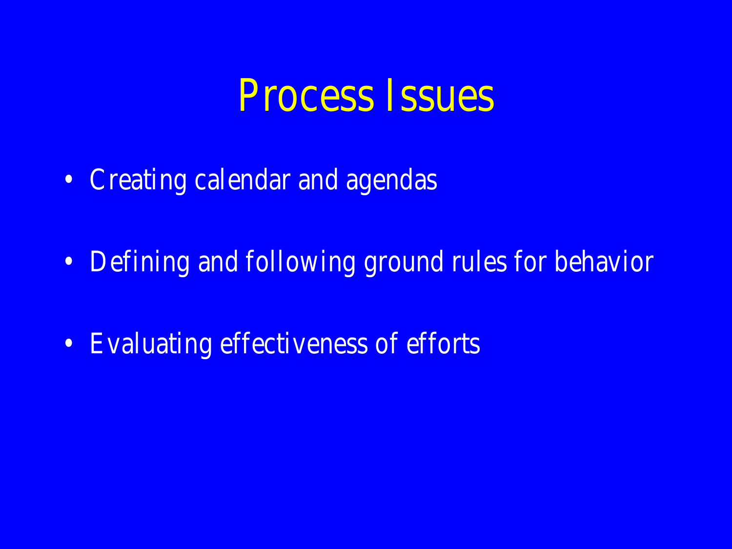# Process Issues

- Creating calendar and agendas
- Defining and following ground rules for behavior
- Evaluating effectiveness of efforts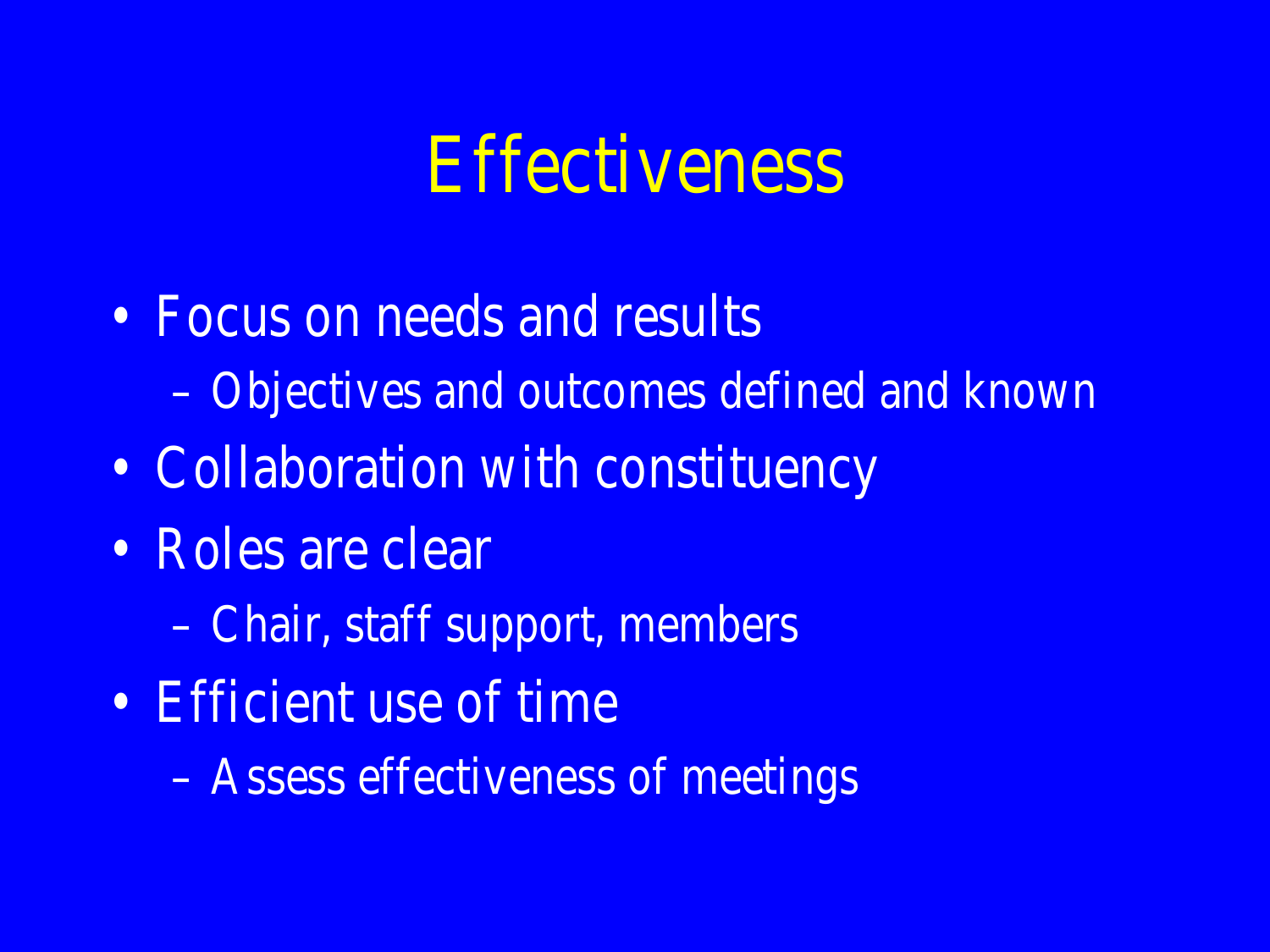# Effectiveness

- Focus on needs and results
  - Objectives and outcomes defined and known
- Collaboration with constituency
- Roles are clear
  - Chair, staff support, members
- Efficient use of time
  - Assess effectiveness of meetings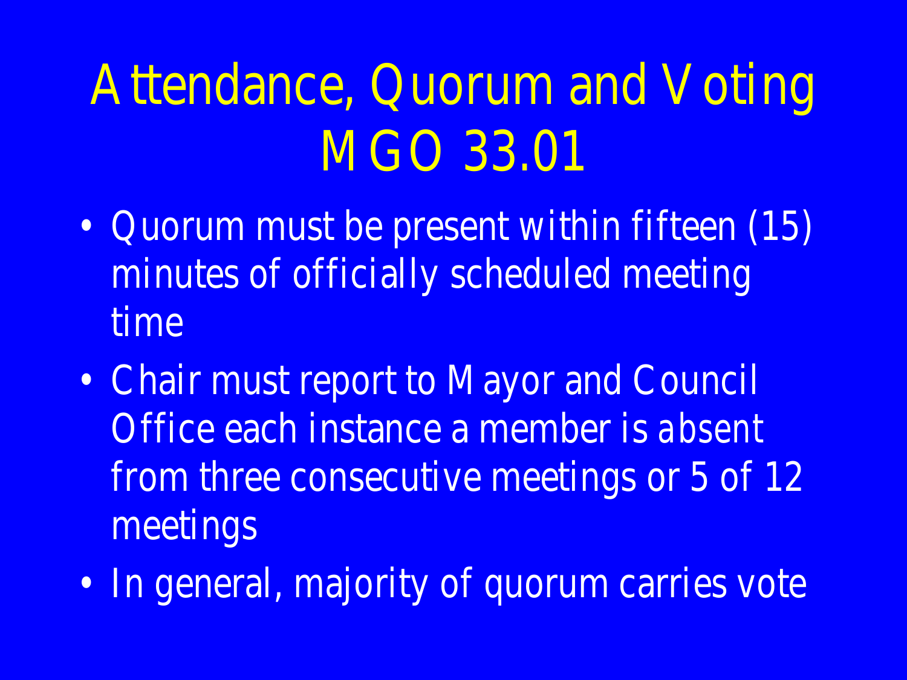# Attendance, Quorum and Voting MGO 33.01

- Quorum must be present within fifteen (15) minutes of officially scheduled meeting time
- Chair must report to Mayor and Council Office each instance a member is absent from three consecutive meetings or 5 of 12 meetings
- In general, majority of quorum carries vote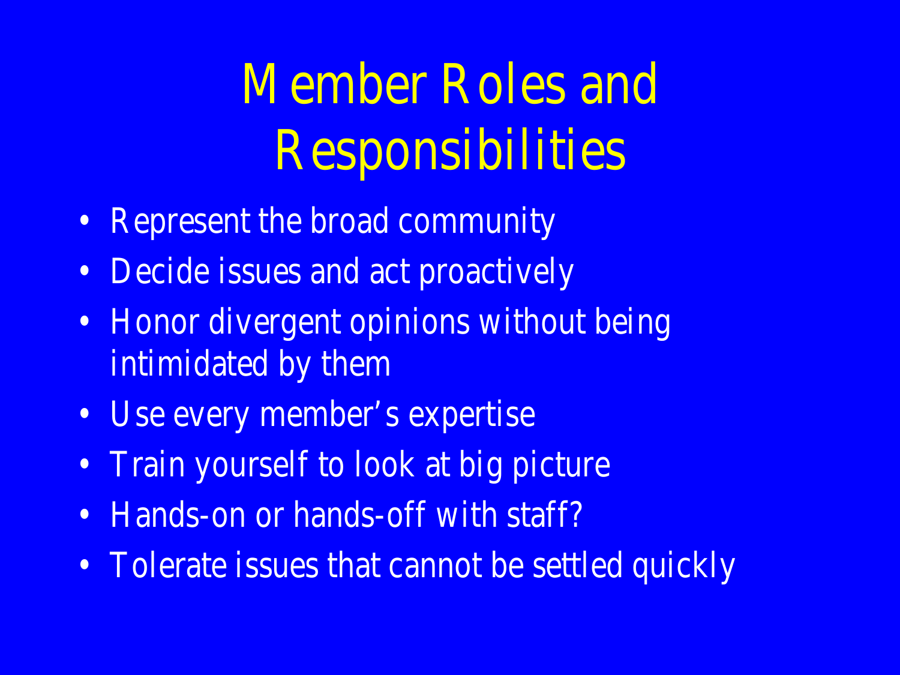# Member Roles and Responsibilities

- Represent the broad community
- Decide issues and act proactively
- Honor divergent opinions without being intimidated by them
- Use every member's expertise
- Train yourself to look at big picture
- Hands-on or hands-off with staff?
- Tolerate issues that cannot be settled quickly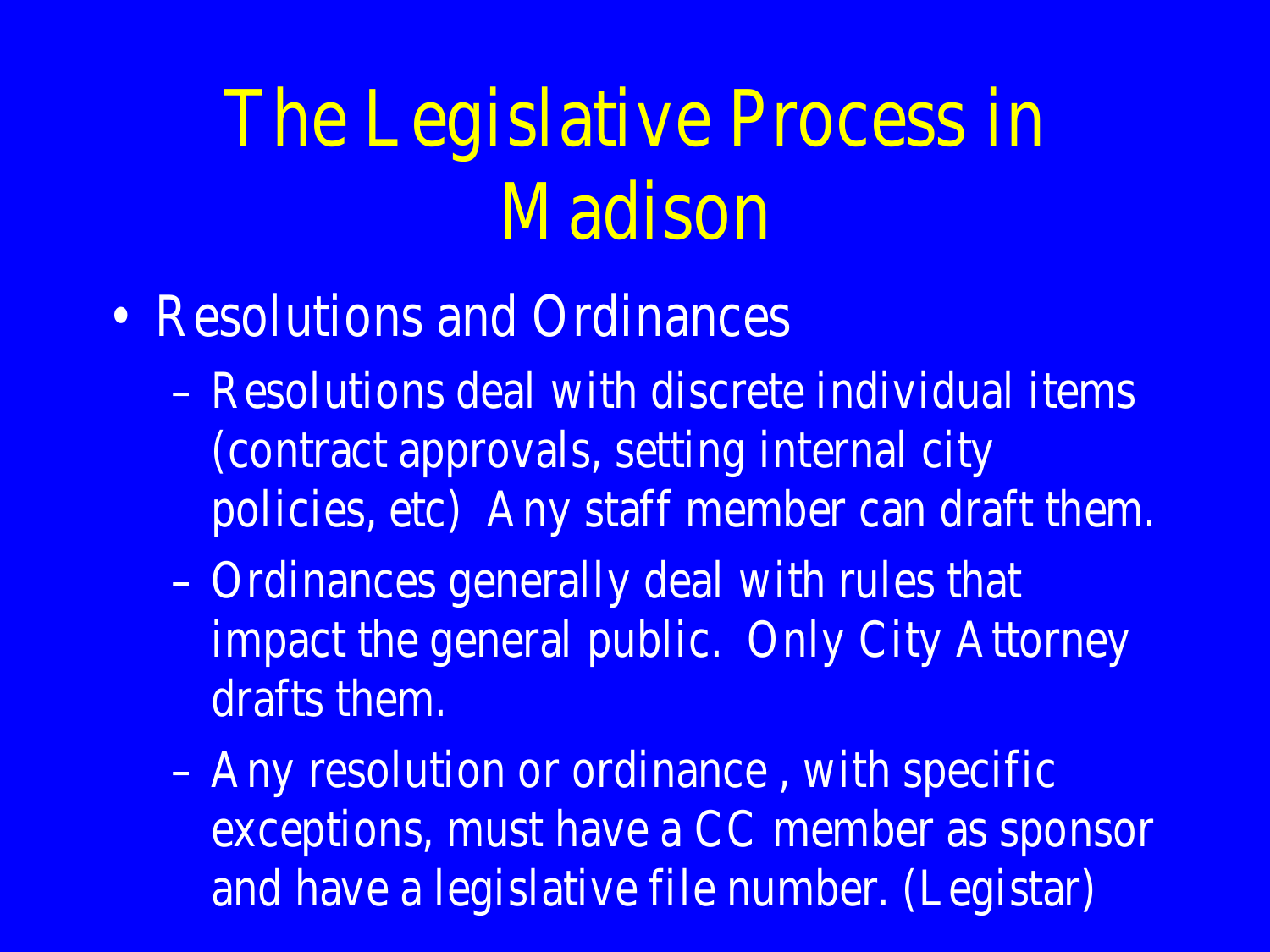# The Legislative Process in Madison

- Resolutions and Ordinances
  - Resolutions deal with discrete individual items (contract approvals, setting internal city policies, etc) Any staff member can draft them.
  - Ordinances generally deal with rules that impact the general public. Only City Attorney drafts them.
  - Any resolution or ordinance , with specific exceptions, must have a CC member as sponsor and have a legislative file number. (Legistar)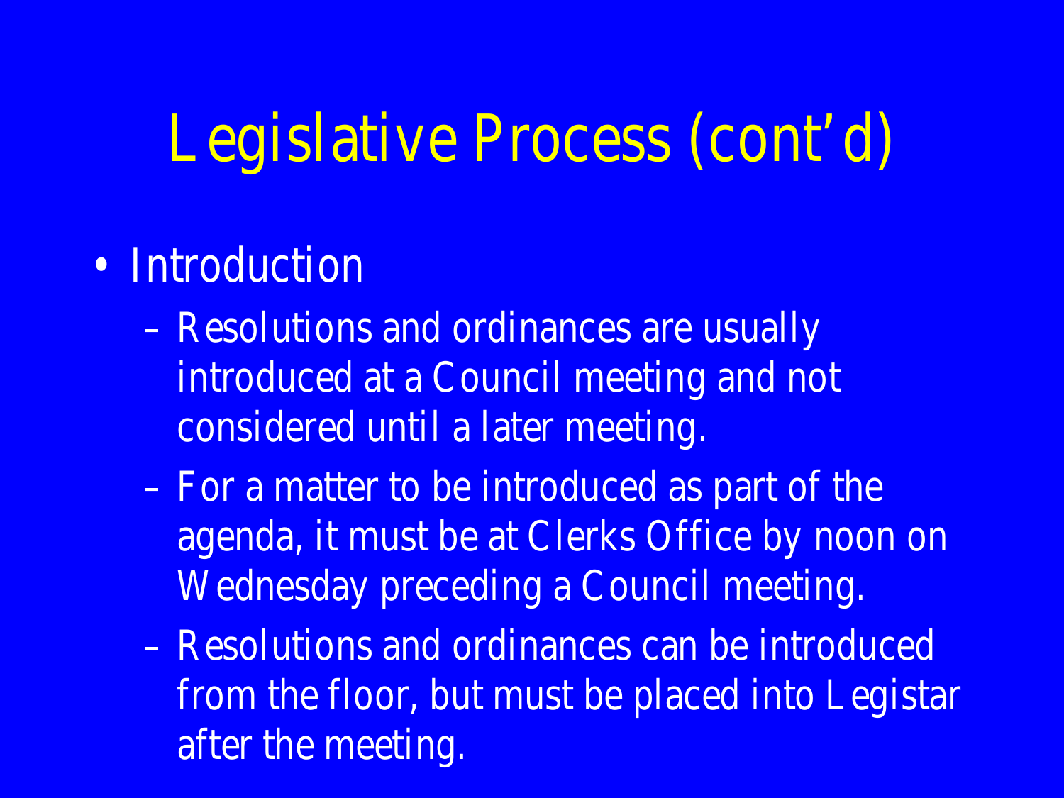# Legislative Process (cont'd)

- Introduction
  - Resolutions and ordinances are usually introduced at a Council meeting and not considered until a later meeting.
  - For a matter to be introduced as part of the agenda, it must be at Clerks Office by noon on Wednesday preceding a Council meeting.
  - Resolutions and ordinances can be introduced from the floor, but must be placed into Legistar after the meeting.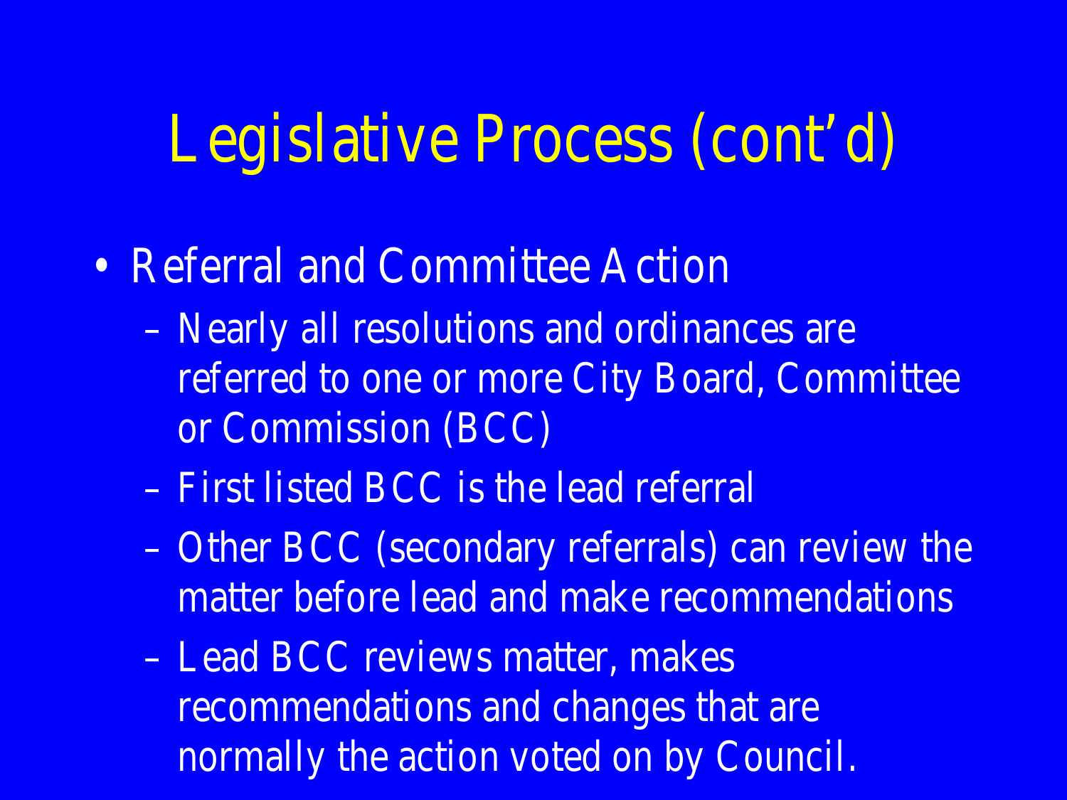# Legislative Process (cont'd)

- Referral and Committee Action
  - Nearly all resolutions and ordinances are referred to one or more City Board, Committee or Commission (BCC)
  - First listed BCC is the lead referral
  - Other BCC (secondary referrals) can review the matter before lead and make recommendations
  - Lead BCC reviews matter, makes recommendations and changes that are normally the action voted on by Council.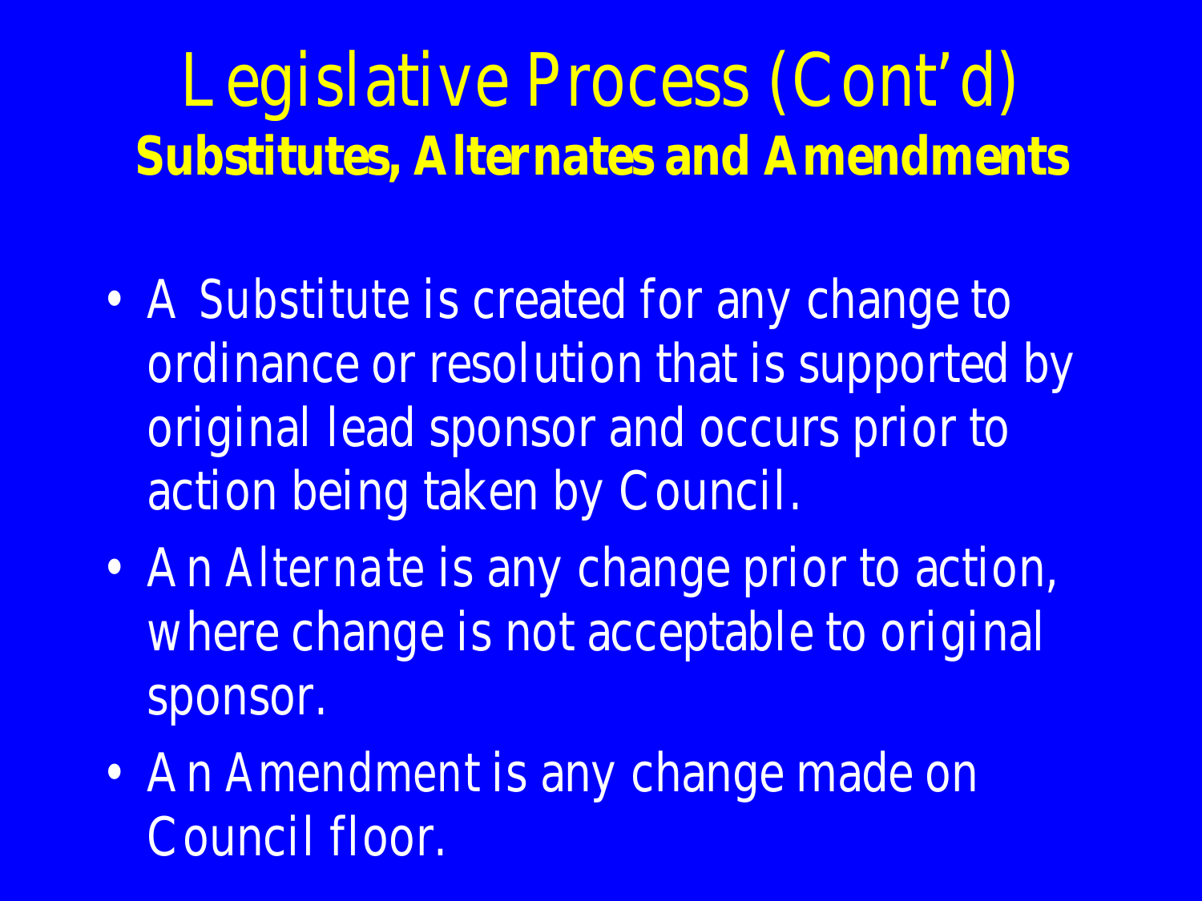# Legislative Process (Cont'd)

## Substitutes, Alternates and Amendments

- A Substitute is created for any change to ordinance or resolution that is supported by original lead sponsor and occurs prior to action being taken by Council.
- An Alternate is any change prior to action, where change is not acceptable to original sponsor.
- An Amendment is any change made on Council floor.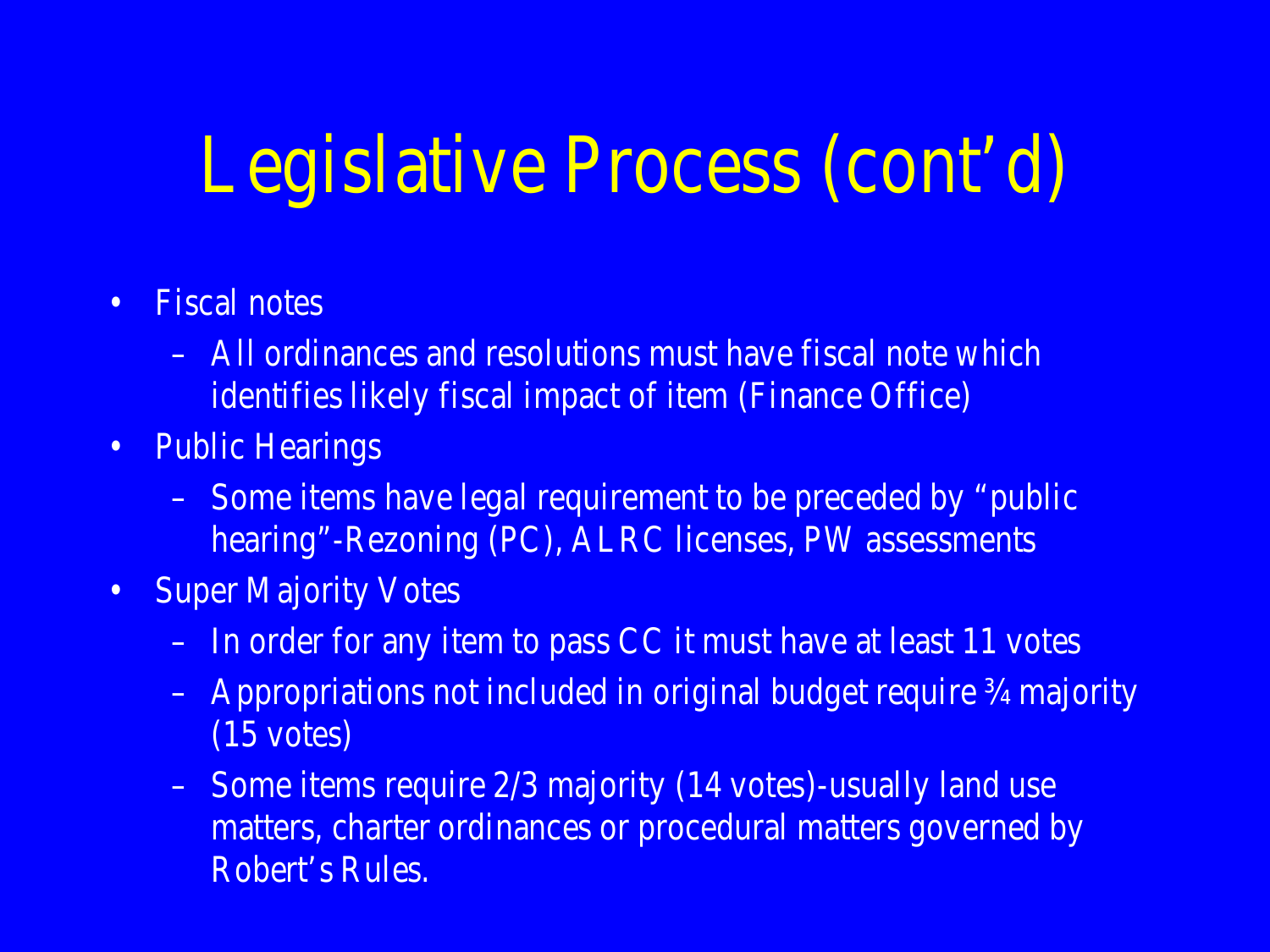# Legislative Process (cont'd)

- Fiscal notes
  - All ordinances and resolutions must have fiscal note which identifies likely fiscal impact of item (Finance Office)
- Public Hearings
  - Some items have legal requirement to be preceded by "public hearing"-Rezoning (PC), ALRC licenses, PW assessments
- Super Majority Votes
  - In order for any item to pass CC it must have at least 11 votes
  - Appropriations not included in original budget require ¾ majority (15 votes)
  - Some items require 2/3 majority (14 votes)-usually land use matters, charter ordinances or procedural matters governed by Robert's Rules.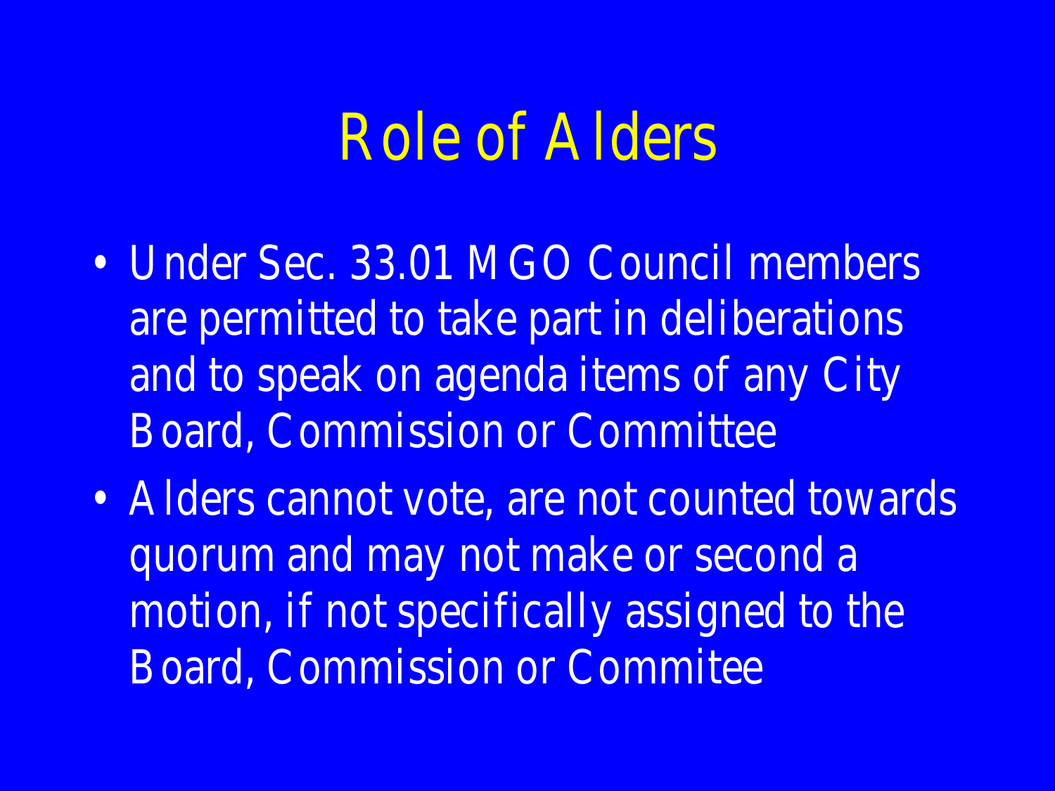# Role of Alders

- Under Sec. 33.01 MGO Council members are permitted to take part in deliberations and to speak on agenda items of any City Board, Commission or Committee
- Alders cannot vote, are not counted towards quorum and may not make or second a motion, if not specifically assigned to the Board, Commission or Commitee